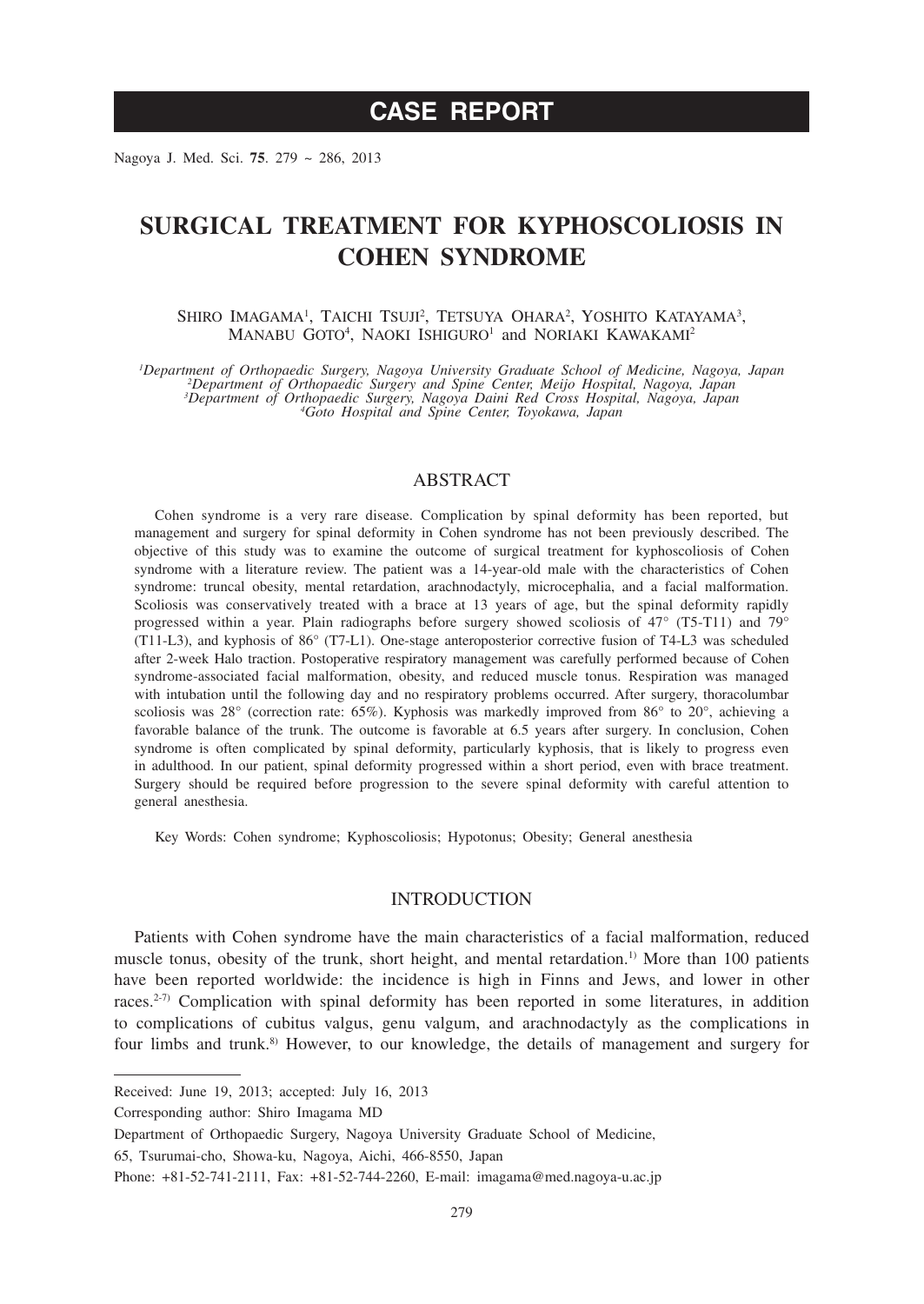# CASE REPORT

# SURGICAL TREATMENT FOR KYPHOSCOLIOSIS IN COHEN SYNDROME

SHIRO IMAGAMA[1], TAICHI TSUJI[2], TETSUYA OHARA[2], YOSHITO KATAYAMA[3], MANABU GOTO[4], NAOKI ISHIGURO[1] and NORIAKI KAWAKAMI[2]

*[1]Department of Orthopaedic Surgery, Nagoya University Graduate School of Medicine, Nagoya, Japan*
*[2]Department of Orthopaedic Surgery and Spine Center, Meijo Hospital, Nagoya, Japan*
*[3]Department of Orthopaedic Surgery, Nagoya Daini Red Cross Hospital, Nagoya, Japan*
*[4]Goto Hospital and Spine Center, Toyokawa, Japan*

## ABSTRACT

Cohen syndrome is a very rare disease. Complication by spinal deformity has been reported, but management and surgery for spinal deformity in Cohen syndrome has not been previously described. The objective of this study was to examine the outcome of surgical treatment for kyphoscoliosis of Cohen syndrome with a literature review. The patient was a 14-year-old male with the characteristics of Cohen syndrome: truncal obesity, mental retardation, arachnodactyly, microcephalia, and a facial malformation. Scoliosis was conservatively treated with a brace at 13 years of age, but the spinal deformity rapidly progressed within a year. Plain radiographs before surgery showed scoliosis of 47° (T5-T11) and 79° (T11-L3), and kyphosis of 86° (T7-L1). One-stage anteroposterior corrective fusion of T4-L3 was scheduled after 2-week Halo traction. Postoperative respiratory management was carefully performed because of Cohen syndrome-associated facial malformation, obesity, and reduced muscle tonus. Respiration was managed with intubation until the following day and no respiratory problems occurred. After surgery, thoracolumbar scoliosis was 28° (correction rate: 65%). Kyphosis was markedly improved from 86° to 20°, achieving a favorable balance of the trunk. The outcome is favorable at 6.5 years after surgery. In conclusion, Cohen syndrome is often complicated by spinal deformity, particularly kyphosis, that is likely to progress even in adulthood. In our patient, spinal deformity progressed within a short period, even with brace treatment. Surgery should be required before progression to the severe spinal deformity with careful attention to general anesthesia.

Key Words: Cohen syndrome; Kyphoscoliosis; Hypotonus; Obesity; General anesthesia

## INTRODUCTION

Patients with Cohen syndrome have the main characteristics of a facial malformation, reduced muscle tonus, obesity of the trunk, short height, and mental retardation.[1)] More than 100 patients have been reported worldwide: the incidence is high in Finns and Jews, and lower in other races.[2-7)] Complication with spinal deformity has been reported in some literatures, in addition to complications of cubitus valgus, genu valgum, and arachnodactyly as the complications in four limbs and trunk.[8)] However, to our knowledge, the details of management and surgery for

Received: June 19, 2013; accepted: July 16, 2013

Corresponding author: Shiro Imagama MD

Department of Orthopaedic Surgery, Nagoya University Graduate School of Medicine,

65, Tsurumai-cho, Showa-ku, Nagoya, Aichi, 466-8550, Japan

Phone: +81-52-741-2111, Fax: +81-52-744-2260, E-mail: imagama@med.nagoya-u.ac.jp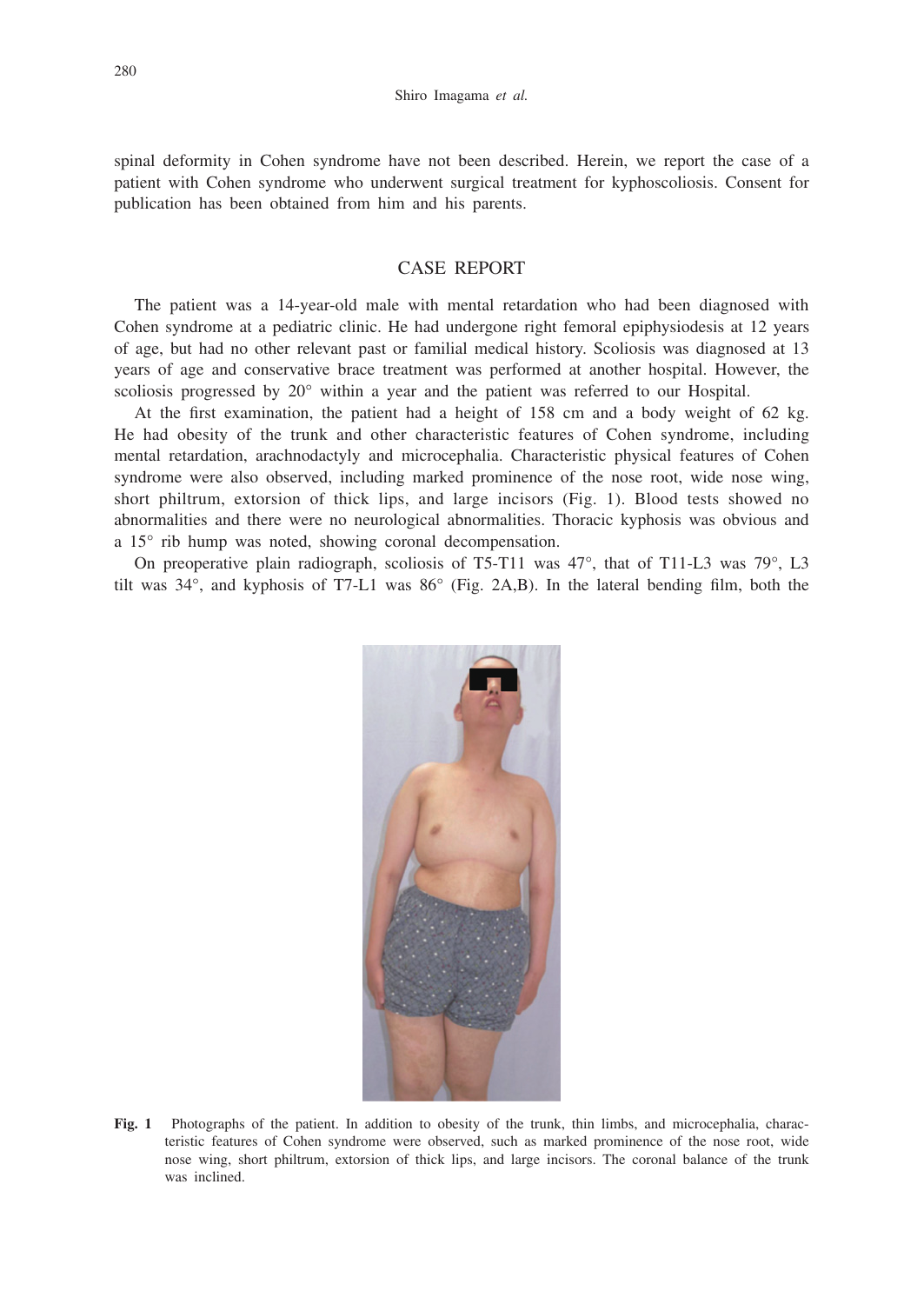spinal deformity in Cohen syndrome have not been described. Herein, we report the case of a patient with Cohen syndrome who underwent surgical treatment for kyphoscoliosis. Consent for publication has been obtained from him and his parents.

## CASE REPORT

The patient was a 14-year-old male with mental retardation who had been diagnosed with Cohen syndrome at a pediatric clinic. He had undergone right femoral epiphysiodesis at 12 years of age, but had no other relevant past or familial medical history. Scoliosis was diagnosed at 13 years of age and conservative brace treatment was performed at another hospital. However, the scoliosis progressed by 20° within a year and the patient was referred to our Hospital.

At the first examination, the patient had a height of 158 cm and a body weight of 62 kg. He had obesity of the trunk and other characteristic features of Cohen syndrome, including mental retardation, arachnodactyly and microcephalia. Characteristic physical features of Cohen syndrome were also observed, including marked prominence of the nose root, wide nose wing, short philtrum, extorsion of thick lips, and large incisors (Fig. 1). Blood tests showed no abnormalities and there were no neurological abnormalities. Thoracic kyphosis was obvious and a 15° rib hump was noted, showing coronal decompensation.

On preoperative plain radiograph, scoliosis of T5-T11 was 47°, that of T11-L3 was 79°, L3 tilt was 34°, and kyphosis of T7-L1 was 86° (Fig. 2A,B). In the lateral bending film, both the

**Fig. 1** Photographs of the patient. In addition to obesity of the trunk, thin limbs, and microcephalia, characteristic features of Cohen syndrome were observed, such as marked prominence of the nose root, wide nose wing, short philtrum, extorsion of thick lips, and large incisors. The coronal balance of the trunk was inclined.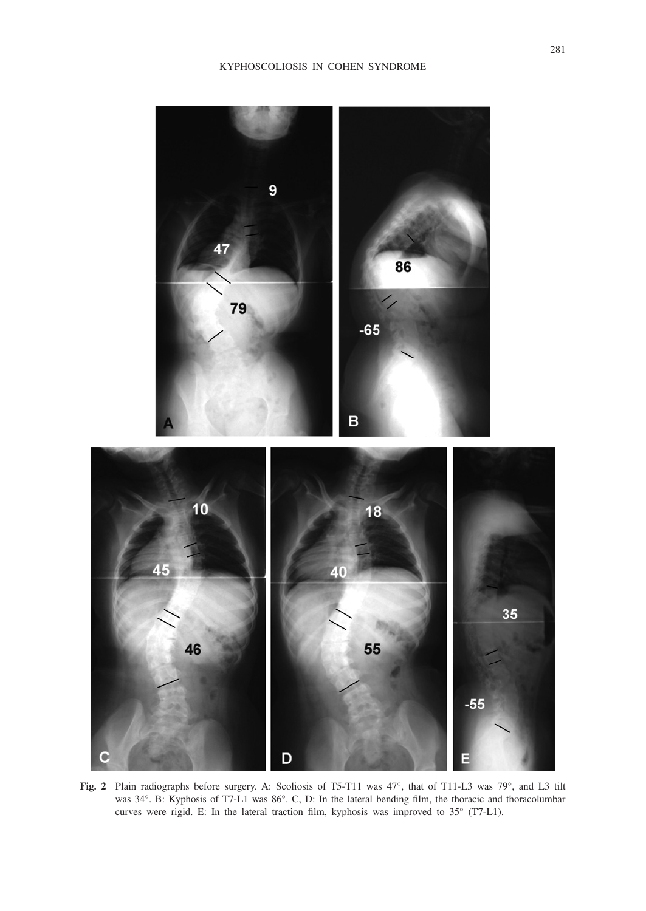**Fig. 2** Plain radiographs before surgery. A: Scoliosis of T5-T11 was 47°, that of T11-L3 was 79°, and L3 tilt was 34°. B: Kyphosis of T7-L1 was 86°. C, D: In the lateral bending film, the thoracic and thoracolumbar curves were rigid. E: In the lateral traction film, kyphosis was improved to 35° (T7-L1).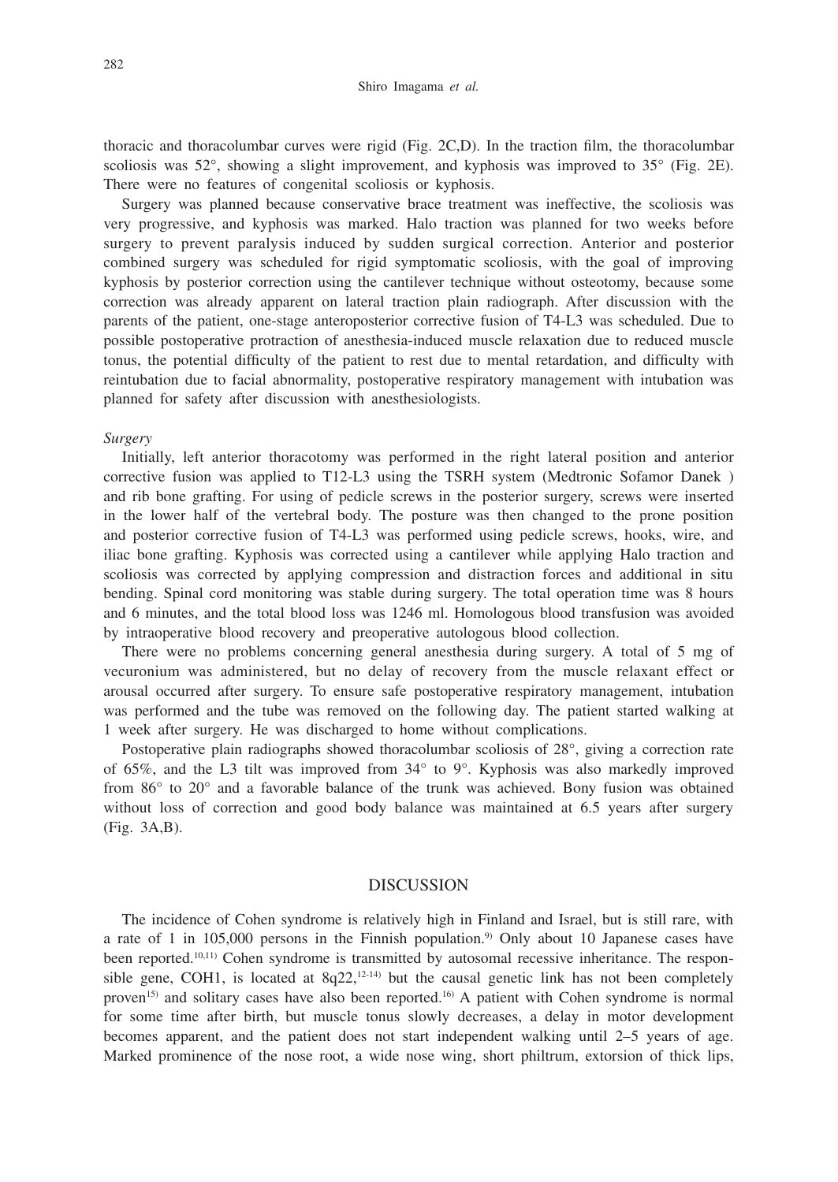thoracic and thoracolumbar curves were rigid (Fig. 2C,D). In the traction film, the thoracolumbar scoliosis was 52°, showing a slight improvement, and kyphosis was improved to 35° (Fig. 2E). There were no features of congenital scoliosis or kyphosis.

Surgery was planned because conservative brace treatment was ineffective, the scoliosis was very progressive, and kyphosis was marked. Halo traction was planned for two weeks before surgery to prevent paralysis induced by sudden surgical correction. Anterior and posterior combined surgery was scheduled for rigid symptomatic scoliosis, with the goal of improving kyphosis by posterior correction using the cantilever technique without osteotomy, because some correction was already apparent on lateral traction plain radiograph. After discussion with the parents of the patient, one-stage anteroposterior corrective fusion of T4-L3 was scheduled. Due to possible postoperative protraction of anesthesia-induced muscle relaxation due to reduced muscle tonus, the potential difficulty of the patient to rest due to mental retardation, and difficulty with reintubation due to facial abnormality, postoperative respiratory management with intubation was planned for safety after discussion with anesthesiologists.

*Surgery*

Initially, left anterior thoracotomy was performed in the right lateral position and anterior corrective fusion was applied to T12-L3 using the TSRH system (Medtronic Sofamor Danek ) and rib bone grafting. For using of pedicle screws in the posterior surgery, screws were inserted in the lower half of the vertebral body. The posture was then changed to the prone position and posterior corrective fusion of T4-L3 was performed using pedicle screws, hooks, wire, and iliac bone grafting. Kyphosis was corrected using a cantilever while applying Halo traction and scoliosis was corrected by applying compression and distraction forces and additional in situ bending. Spinal cord monitoring was stable during surgery. The total operation time was 8 hours and 6 minutes, and the total blood loss was 1246 ml. Homologous blood transfusion was avoided by intraoperative blood recovery and preoperative autologous blood collection.

There were no problems concerning general anesthesia during surgery. A total of 5 mg of vecuronium was administered, but no delay of recovery from the muscle relaxant effect or arousal occurred after surgery. To ensure safe postoperative respiratory management, intubation was performed and the tube was removed on the following day. The patient started walking at 1 week after surgery. He was discharged to home without complications.

Postoperative plain radiographs showed thoracolumbar scoliosis of 28°, giving a correction rate of 65%, and the L3 tilt was improved from 34° to 9°. Kyphosis was also markedly improved from 86° to 20° and a favorable balance of the trunk was achieved. Bony fusion was obtained without loss of correction and good body balance was maintained at 6.5 years after surgery (Fig. 3A,B).

## DISCUSSION

The incidence of Cohen syndrome is relatively high in Finland and Israel, but is still rare, with a rate of 1 in 105,000 persons in the Finnish population.[9] Only about 10 Japanese cases have been reported.[10,11] Cohen syndrome is transmitted by autosomal recessive inheritance. The responsible gene, COH1, is located at 8q22,[12-14] but the causal genetic link has not been completely proven[15] and solitary cases have also been reported.[16] A patient with Cohen syndrome is normal for some time after birth, but muscle tonus slowly decreases, a delay in motor development becomes apparent, and the patient does not start independent walking until 2–5 years of age. Marked prominence of the nose root, a wide nose wing, short philtrum, extorsion of thick lips,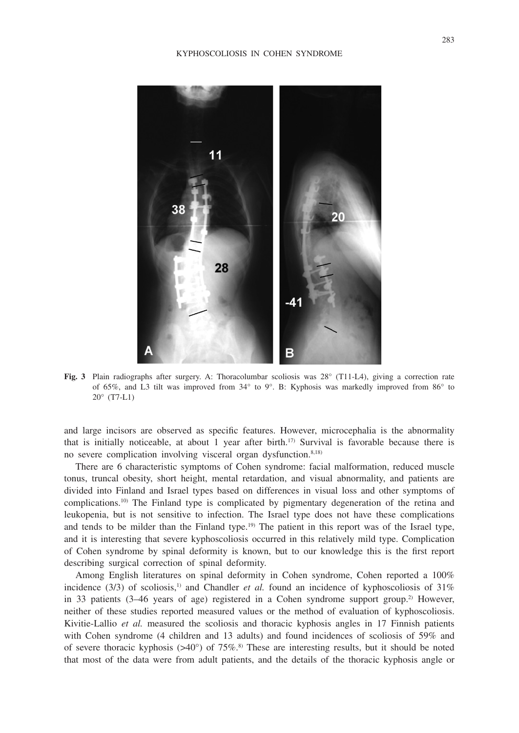**Fig. 3** Plain radiographs after surgery. A: Thoracolumbar scoliosis was 28° (T11-L4), giving a correction rate of 65%, and L3 tilt was improved from 34° to 9°. B: Kyphosis was markedly improved from 86° to 20° (T7-L1)

and large incisors are observed as specific features. However, microcephalia is the abnormality that is initially noticeable, at about 1 year after birth.[17] Survival is favorable because there is no severe complication involving visceral organ dysfunction.[8,18]

There are 6 characteristic symptoms of Cohen syndrome: facial malformation, reduced muscle tonus, truncal obesity, short height, mental retardation, and visual abnormality, and patients are divided into Finland and Israel types based on differences in visual loss and other symptoms of complications.[10] The Finland type is complicated by pigmentary degeneration of the retina and leukopenia, but is not sensitive to infection. The Israel type does not have these complications and tends to be milder than the Finland type.[19] The patient in this report was of the Israel type, and it is interesting that severe kyphoscoliosis occurred in this relatively mild type. Complication of Cohen syndrome by spinal deformity is known, but to our knowledge this is the first report describing surgical correction of spinal deformity.

Among English literatures on spinal deformity in Cohen syndrome, Cohen reported a 100% incidence (3/3) of scoliosis,[1] and Chandler *et al.* found an incidence of kyphoscoliosis of 31% in 33 patients (3–46 years of age) registered in a Cohen syndrome support group.[2] However, neither of these studies reported measured values or the method of evaluation of kyphoscoliosis. Kivitie-Lallio *et al.* measured the scoliosis and thoracic kyphosis angles in 17 Finnish patients with Cohen syndrome (4 children and 13 adults) and found incidences of scoliosis of 59% and of severe thoracic kyphosis (>40°) of 75%.[8] These are interesting results, but it should be noted that most of the data were from adult patients, and the details of the thoracic kyphosis angle or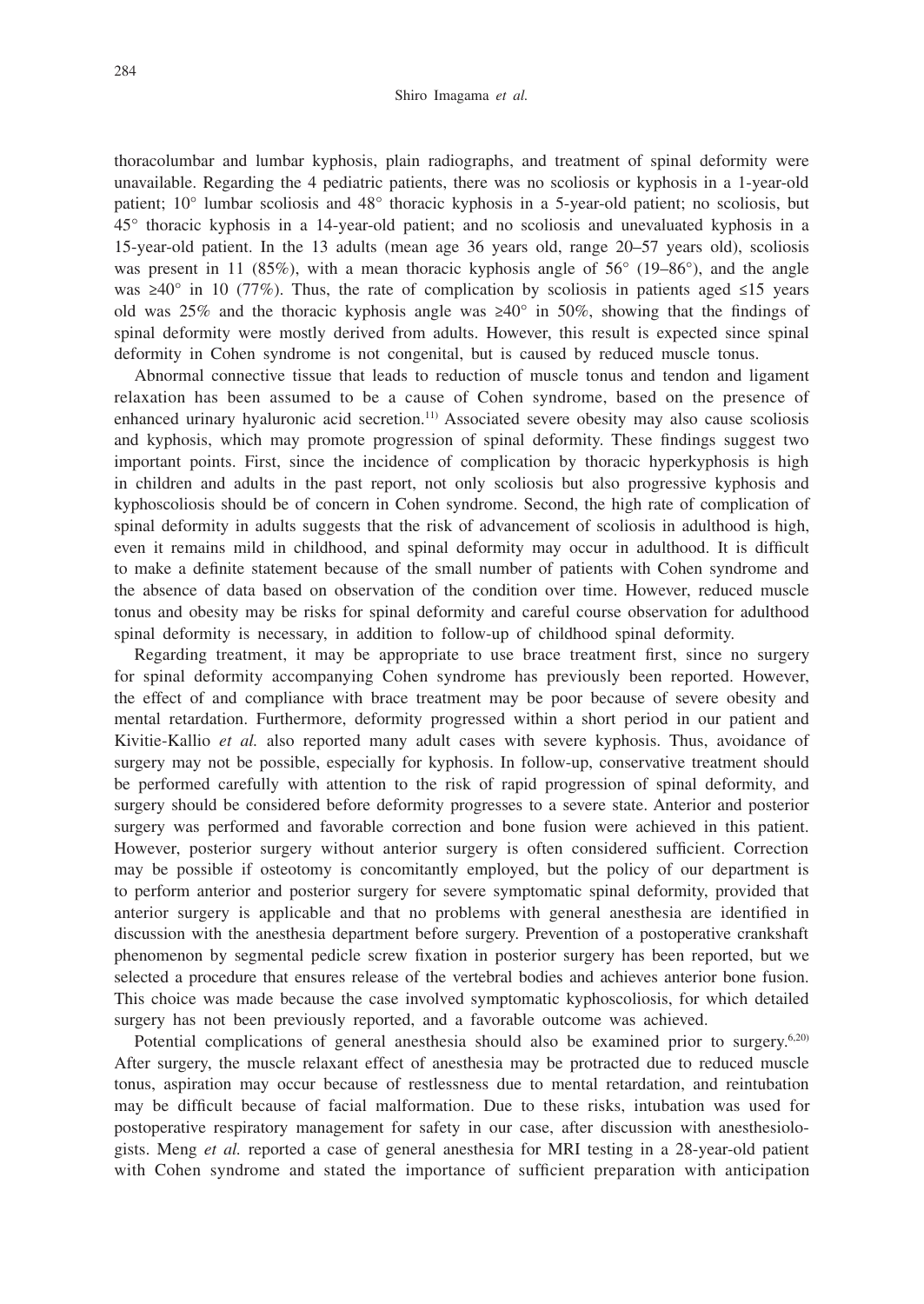thoracolumbar and lumbar kyphosis, plain radiographs, and treatment of spinal deformity were unavailable. Regarding the 4 pediatric patients, there was no scoliosis or kyphosis in a 1-year-old patient; 10° lumbar scoliosis and 48° thoracic kyphosis in a 5-year-old patient; no scoliosis, but 45° thoracic kyphosis in a 14-year-old patient; and no scoliosis and unevaluated kyphosis in a 15-year-old patient. In the 13 adults (mean age 36 years old, range 20–57 years old), scoliosis was present in 11 (85%), with a mean thoracic kyphosis angle of 56° (19–86°), and the angle was ≥40° in 10 (77%). Thus, the rate of complication by scoliosis in patients aged ≤15 years old was 25% and the thoracic kyphosis angle was ≥40° in 50%, showing that the findings of spinal deformity were mostly derived from adults. However, this result is expected since spinal deformity in Cohen syndrome is not congenital, but is caused by reduced muscle tonus.

Abnormal connective tissue that leads to reduction of muscle tonus and tendon and ligament relaxation has been assumed to be a cause of Cohen syndrome, based on the presence of enhanced urinary hyaluronic acid secretion.[11] Associated severe obesity may also cause scoliosis and kyphosis, which may promote progression of spinal deformity. These findings suggest two important points. First, since the incidence of complication by thoracic hyperkyphosis is high in children and adults in the past report, not only scoliosis but also progressive kyphosis and kyphoscoliosis should be of concern in Cohen syndrome. Second, the high rate of complication of spinal deformity in adults suggests that the risk of advancement of scoliosis in adulthood is high, even it remains mild in childhood, and spinal deformity may occur in adulthood. It is difficult to make a definite statement because of the small number of patients with Cohen syndrome and the absence of data based on observation of the condition over time. However, reduced muscle tonus and obesity may be risks for spinal deformity and careful course observation for adulthood spinal deformity is necessary, in addition to follow-up of childhood spinal deformity.

Regarding treatment, it may be appropriate to use brace treatment first, since no surgery for spinal deformity accompanying Cohen syndrome has previously been reported. However, the effect of and compliance with brace treatment may be poor because of severe obesity and mental retardation. Furthermore, deformity progressed within a short period in our patient and Kivitie-Kallio *et al.* also reported many adult cases with severe kyphosis. Thus, avoidance of surgery may not be possible, especially for kyphosis. In follow-up, conservative treatment should be performed carefully with attention to the risk of rapid progression of spinal deformity, and surgery should be considered before deformity progresses to a severe state. Anterior and posterior surgery was performed and favorable correction and bone fusion were achieved in this patient. However, posterior surgery without anterior surgery is often considered sufficient. Correction may be possible if osteotomy is concomitantly employed, but the policy of our department is to perform anterior and posterior surgery for severe symptomatic spinal deformity, provided that anterior surgery is applicable and that no problems with general anesthesia are identified in discussion with the anesthesia department before surgery. Prevention of a postoperative crankshaft phenomenon by segmental pedicle screw fixation in posterior surgery has been reported, but we selected a procedure that ensures release of the vertebral bodies and achieves anterior bone fusion. This choice was made because the case involved symptomatic kyphoscoliosis, for which detailed surgery has not been previously reported, and a favorable outcome was achieved.

Potential complications of general anesthesia should also be examined prior to surgery.[6,20] After surgery, the muscle relaxant effect of anesthesia may be protracted due to reduced muscle tonus, aspiration may occur because of restlessness due to mental retardation, and reintubation may be difficult because of facial malformation. Due to these risks, intubation was used for postoperative respiratory management for safety in our case, after discussion with anesthesiologists. Meng *et al.* reported a case of general anesthesia for MRI testing in a 28-year-old patient with Cohen syndrome and stated the importance of sufficient preparation with anticipation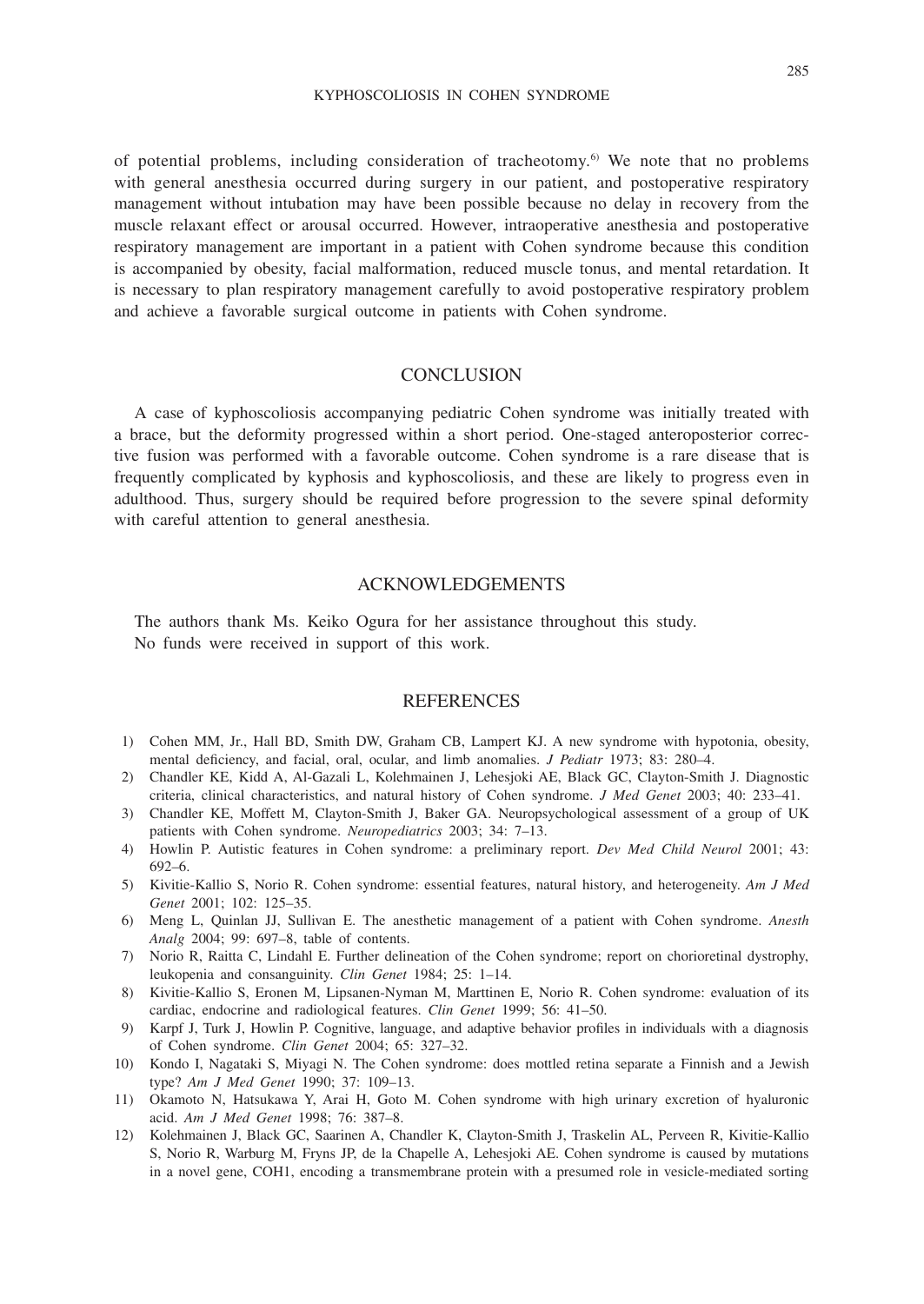of potential problems, including consideration of tracheotomy.[6] We note that no problems with general anesthesia occurred during surgery in our patient, and postoperative respiratory management without intubation may have been possible because no delay in recovery from the muscle relaxant effect or arousal occurred. However, intraoperative anesthesia and postoperative respiratory management are important in a patient with Cohen syndrome because this condition is accompanied by obesity, facial malformation, reduced muscle tonus, and mental retardation. It is necessary to plan respiratory management carefully to avoid postoperative respiratory problem and achieve a favorable surgical outcome in patients with Cohen syndrome.

## CONCLUSION

A case of kyphoscoliosis accompanying pediatric Cohen syndrome was initially treated with a brace, but the deformity progressed within a short period. One-staged anteroposterior corrective fusion was performed with a favorable outcome. Cohen syndrome is a rare disease that is frequently complicated by kyphosis and kyphoscoliosis, and these are likely to progress even in adulthood. Thus, surgery should be required before progression to the severe spinal deformity with careful attention to general anesthesia.

## ACKNOWLEDGEMENTS

The authors thank Ms. Keiko Ogura for her assistance throughout this study.
No funds were received in support of this work.

## REFERENCES

1) Cohen MM, Jr., Hall BD, Smith DW, Graham CB, Lampert KJ. A new syndrome with hypotonia, obesity, mental deficiency, and facial, oral, ocular, and limb anomalies. *J Pediatr* 1973; 83: 280–4.
2) Chandler KE, Kidd A, Al-Gazali L, Kolehmainen J, Lehesjoki AE, Black GC, Clayton-Smith J. Diagnostic criteria, clinical characteristics, and natural history of Cohen syndrome. *J Med Genet* 2003; 40: 233–41.
3) Chandler KE, Moffett M, Clayton-Smith J, Baker GA. Neuropsychological assessment of a group of UK patients with Cohen syndrome. *Neuropediatrics* 2003; 34: 7–13.
4) Howlin P. Autistic features in Cohen syndrome: a preliminary report. *Dev Med Child Neurol* 2001; 43: 692–6.
5) Kivitie-Kallio S, Norio R. Cohen syndrome: essential features, natural history, and heterogeneity. *Am J Med Genet* 2001; 102: 125–35.
6) Meng L, Quinlan JJ, Sullivan E. The anesthetic management of a patient with Cohen syndrome. *Anesth Analg* 2004; 99: 697–8, table of contents.
7) Norio R, Raitta C, Lindahl E. Further delineation of the Cohen syndrome; report on chorioretinal dystrophy, leukopenia and consanguinity. *Clin Genet* 1984; 25: 1–14.
8) Kivitie-Kallio S, Eronen M, Lipsanen-Nyman M, Marttinen E, Norio R. Cohen syndrome: evaluation of its cardiac, endocrine and radiological features. *Clin Genet* 1999; 56: 41–50.
9) Karpf J, Turk J, Howlin P. Cognitive, language, and adaptive behavior profiles in individuals with a diagnosis of Cohen syndrome. *Clin Genet* 2004; 65: 327–32.
10) Kondo I, Nagataki S, Miyagi N. The Cohen syndrome: does mottled retina separate a Finnish and a Jewish type? *Am J Med Genet* 1990; 37: 109–13.
11) Okamoto N, Hatsukawa Y, Arai H, Goto M. Cohen syndrome with high urinary excretion of hyaluronic acid. *Am J Med Genet* 1998; 76: 387–8.
12) Kolehmainen J, Black GC, Saarinen A, Chandler K, Clayton-Smith J, Traskelin AL, Perveen R, Kivitie-Kallio S, Norio R, Warburg M, Fryns JP, de la Chapelle A, Lehesjoki AE. Cohen syndrome is caused by mutations in a novel gene, COH1, encoding a transmembrane protein with a presumed role in vesicle-mediated sorting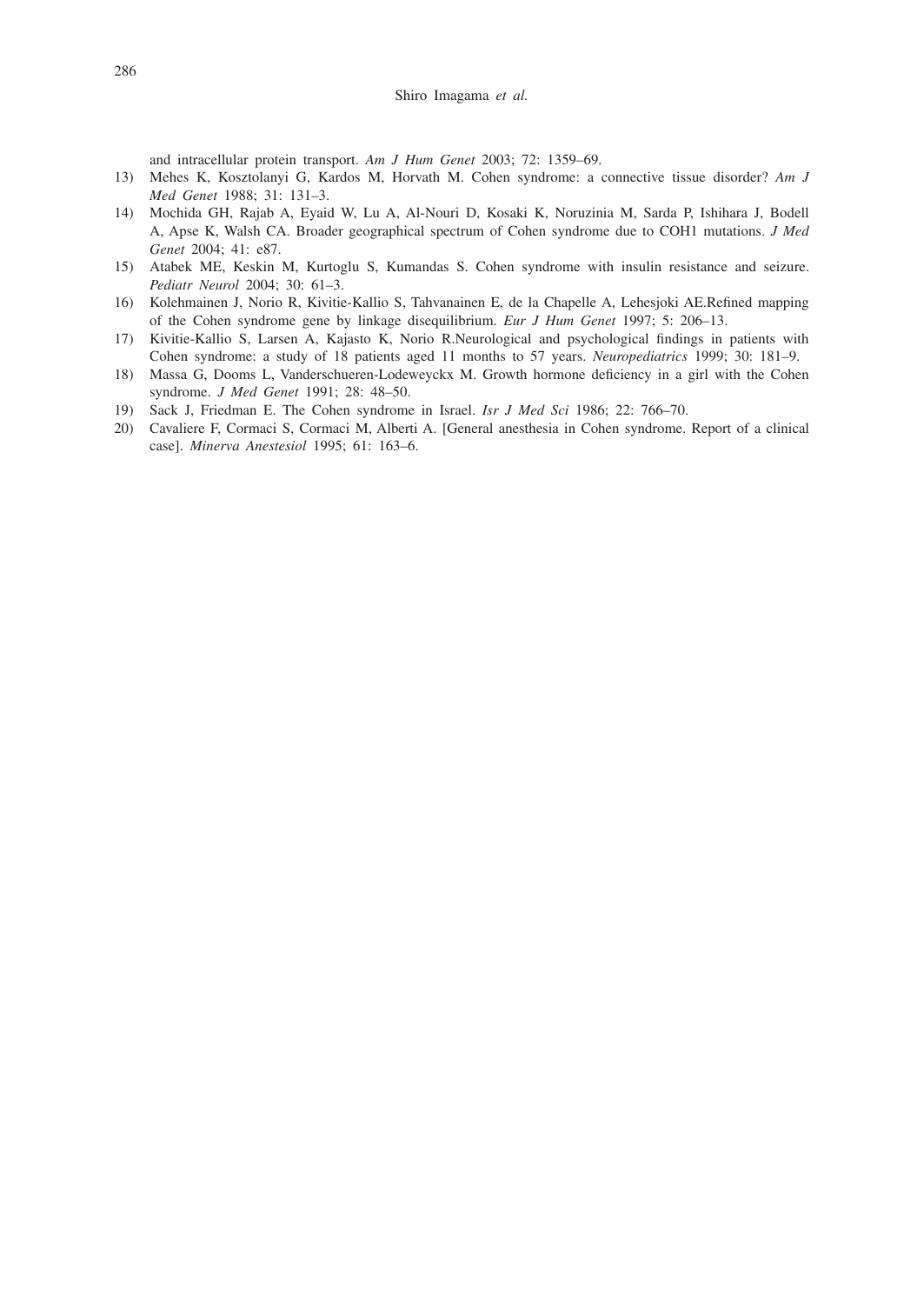and intracellular protein transport. *Am J Hum Genet* 2003; 72: 1359–69.

13) Mehes K, Kosztolanyi G, Kardos M, Horvath M. Cohen syndrome: a connective tissue disorder? *Am J Med Genet* 1988; 31: 131–3.

14) Mochida GH, Rajab A, Eyaid W, Lu A, Al-Nouri D, Kosaki K, Noruzinia M, Sarda P, Ishihara J, Bodell A, Apse K, Walsh CA. Broader geographical spectrum of Cohen syndrome due to COH1 mutations. *J Med Genet* 2004; 41: e87.

15) Atabek ME, Keskin M, Kurtoglu S, Kumandas S. Cohen syndrome with insulin resistance and seizure. *Pediatr Neurol* 2004; 30: 61–3.

16) Kolehmainen J, Norio R, Kivitie-Kallio S, Tahvanainen E, de la Chapelle A, Lehesjoki AE.Refined mapping of the Cohen syndrome gene by linkage disequilibrium. *Eur J Hum Genet* 1997; 5: 206–13.

17) Kivitie-Kallio S, Larsen A, Kajasto K, Norio R.Neurological and psychological findings in patients with Cohen syndrome: a study of 18 patients aged 11 months to 57 years. *Neuropediatrics* 1999; 30: 181–9.

18) Massa G, Dooms L, Vanderschueren-Lodeweyckx M. Growth hormone deficiency in a girl with the Cohen syndrome. *J Med Genet* 1991; 28: 48–50.

19) Sack J, Friedman E. The Cohen syndrome in Israel. *Isr J Med Sci* 1986; 22: 766–70.

20) Cavaliere F, Cormaci S, Cormaci M, Alberti A. [General anesthesia in Cohen syndrome. Report of a clinical case]. *Minerva Anestesiol* 1995; 61: 163–6.